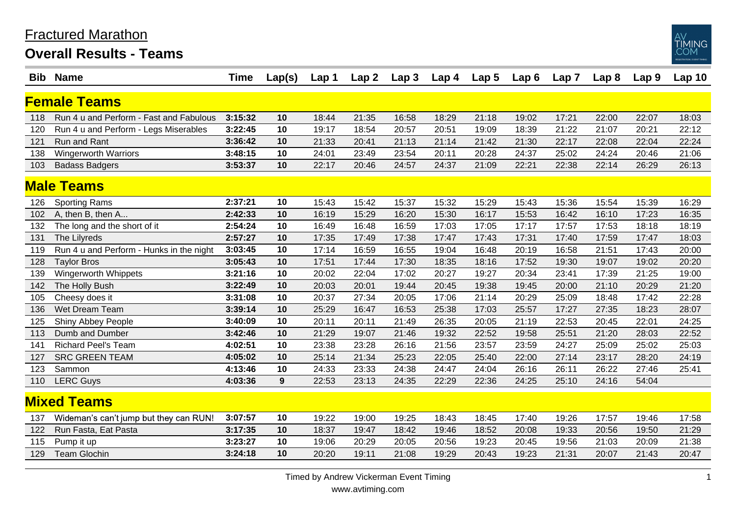# Fractured Marathon

## Overall Results - Teams

| Bib | Name | Time | Lap(s) | Lap 1 | Lap 2 | Lap 3 | Lap 4 | Lap 5 | Lap 6 | Lap 7 | Lap 8 | Lap 9 | Lap 10 |
|---|---|---|---|---|---|---|---|---|---|---|---|---|---|
| **Female Teams** | | | | | | | | | | | | | |
| 118 | Run 4 u and Perform - Fast and Fabulous | **3:15:32** | **10** | 18:44 | 21:35 | 16:58 | 18:29 | 21:18 | 19:02 | 17:21 | 22:00 | 22:07 | 18:03 |
| 120 | Run 4 u and Perform - Legs Miserables | **3:22:45** | **10** | 19:17 | 18:54 | 20:57 | 20:51 | 19:09 | 18:39 | 21:22 | 21:07 | 20:21 | 22:12 |
| 121 | Run and Rant | **3:36:42** | **10** | 21:33 | 20:41 | 21:13 | 21:14 | 21:42 | 21:30 | 22:17 | 22:08 | 22:04 | 22:24 |
| 138 | Wingerworth Warriors | **3:48:15** | **10** | 24:01 | 23:49 | 23:54 | 20:11 | 20:28 | 24:37 | 25:02 | 24:24 | 20:46 | 21:06 |
| 103 | Badass Badgers | **3:53:37** | **10** | 22:17 | 20:46 | 24:57 | 24:37 | 21:09 | 22:21 | 22:38 | 22:14 | 26:29 | 26:13 |
| **Male Teams** | | | | | | | | | | | | | |
| 126 | Sporting Rams | **2:37:21** | **10** | 15:43 | 15:42 | 15:37 | 15:32 | 15:29 | 15:43 | 15:36 | 15:54 | 15:39 | 16:29 |
| 102 | A, then B, then A... | **2:42:33** | **10** | 16:19 | 15:29 | 16:20 | 15:30 | 16:17 | 15:53 | 16:42 | 16:10 | 17:23 | 16:35 |
| 132 | The long and the short of it | **2:54:24** | **10** | 16:49 | 16:48 | 16:59 | 17:03 | 17:05 | 17:17 | 17:57 | 17:53 | 18:18 | 18:19 |
| 131 | The Lilyreds | **2:57:27** | **10** | 17:35 | 17:49 | 17:38 | 17:47 | 17:43 | 17:31 | 17:40 | 17:59 | 17:47 | 18:03 |
| 119 | Run 4 u and Perform - Hunks in the night | **3:03:45** | **10** | 17:14 | 16:59 | 16:55 | 19:04 | 16:48 | 20:19 | 16:58 | 21:51 | 17:43 | 20:00 |
| 128 | Taylor Bros | **3:05:43** | **10** | 17:51 | 17:44 | 17:30 | 18:35 | 18:16 | 17:52 | 19:30 | 19:07 | 19:02 | 20:20 |
| 139 | Wingerworth Whippets | **3:21:16** | **10** | 20:02 | 22:04 | 17:02 | 20:27 | 19:27 | 20:34 | 23:41 | 17:39 | 21:25 | 19:00 |
| 142 | The Holly Bush | **3:22:49** | **10** | 20:03 | 20:01 | 19:44 | 20:45 | 19:38 | 19:45 | 20:00 | 21:10 | 20:29 | 21:20 |
| 105 | Cheesy does it | **3:31:08** | **10** | 20:37 | 27:34 | 20:05 | 17:06 | 21:14 | 20:29 | 25:09 | 18:48 | 17:42 | 22:28 |
| 136 | Wet Dream Team | **3:39:14** | **10** | 25:29 | 16:47 | 16:53 | 25:38 | 17:03 | 25:57 | 17:27 | 27:35 | 18:23 | 28:07 |
| 125 | Shiny Abbey People | **3:40:09** | **10** | 20:11 | 20:11 | 21:49 | 26:35 | 20:05 | 21:19 | 22:53 | 20:45 | 22:01 | 24:25 |
| 113 | Dumb and Dumber | **3:42:46** | **10** | 21:29 | 19:07 | 21:46 | 19:32 | 22:52 | 19:58 | 25:51 | 21:20 | 28:03 | 22:52 |
| 141 | Richard Peel's Team | **4:02:51** | **10** | 23:38 | 23:28 | 26:16 | 21:56 | 23:57 | 23:59 | 24:27 | 25:09 | 25:02 | 25:03 |
| 127 | SRC GREEN TEAM | **4:05:02** | **10** | 25:14 | 21:34 | 25:23 | 22:05 | 25:40 | 22:00 | 27:14 | 23:17 | 28:20 | 24:19 |
| 123 | Sammon | **4:13:46** | **10** | 24:33 | 23:33 | 24:38 | 24:47 | 24:04 | 26:16 | 26:11 | 26:22 | 27:46 | 25:41 |
| 110 | LERC Guys | **4:03:36** | **9** | 22:53 | 23:13 | 24:35 | 22:29 | 22:36 | 24:25 | 25:10 | 24:16 | 54:04 | |
| **Mixed Teams** | | | | | | | | | | | | | |
| 137 | Wideman's can't jump but they can RUN! | **3:07:57** | **10** | 19:22 | 19:00 | 19:25 | 18:43 | 18:45 | 17:40 | 19:26 | 17:57 | 19:46 | 17:58 |
| 122 | Run Fasta, Eat Pasta | **3:17:35** | **10** | 18:37 | 19:47 | 18:42 | 19:46 | 18:52 | 20:08 | 19:33 | 20:56 | 19:50 | 21:29 |
| 115 | Pump it up | **3:23:27** | **10** | 19:06 | 20:29 | 20:05 | 20:56 | 19:23 | 20:45 | 19:56 | 21:03 | 20:09 | 21:38 |
| 129 | Team Glochin | **3:24:18** | **10** | 20:20 | 19:11 | 21:08 | 19:29 | 20:43 | 19:23 | 21:31 | 20:07 | 21:43 | 20:47 |

Timed by Andrew Vickerman Event Timing
www.avtiming.com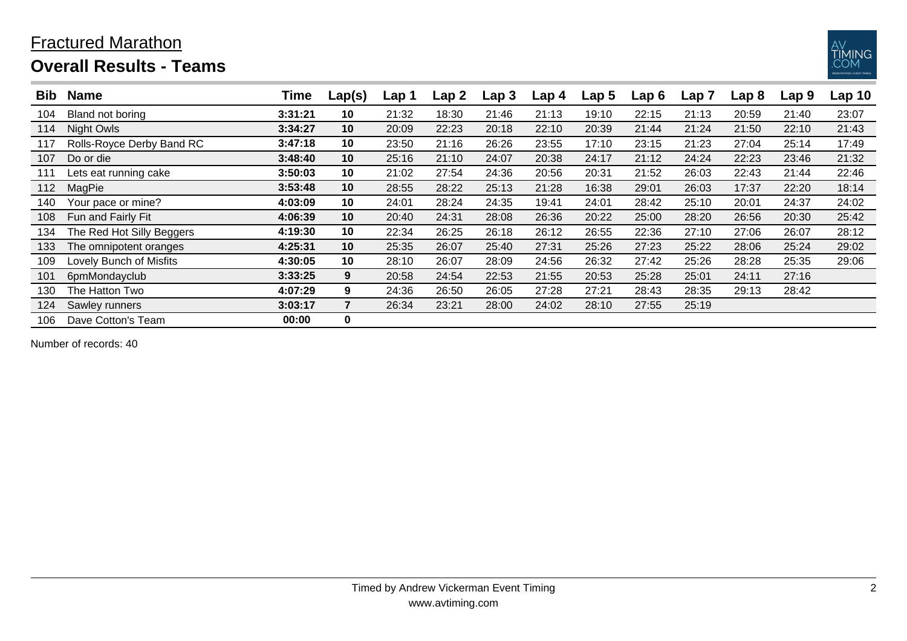## Fractured Marathon

## Overall Results - Teams

| Bib | Name | Time | Lap(s) | Lap 1 | Lap 2 | Lap 3 | Lap 4 | Lap 5 | Lap 6 | Lap 7 | Lap 8 | Lap 9 | Lap 10 |
|---|---|---|---|---|---|---|---|---|---|---|---|---|---|
| 104 | Bland not boring | **3:31:21** | **10** | 21:32 | 18:30 | 21:46 | 21:13 | 19:10 | 22:15 | 21:13 | 20:59 | 21:40 | 23:07 |
| 114 | Night Owls | **3:34:27** | **10** | 20:09 | 22:23 | 20:18 | 22:10 | 20:39 | 21:44 | 21:24 | 21:50 | 22:10 | 21:43 |
| 117 | Rolls-Royce Derby Band RC | **3:47:18** | **10** | 23:50 | 21:16 | 26:26 | 23:55 | 17:10 | 23:15 | 21:23 | 27:04 | 25:14 | 17:49 |
| 107 | Do or die | **3:48:40** | **10** | 25:16 | 21:10 | 24:07 | 20:38 | 24:17 | 21:12 | 24:24 | 22:23 | 23:46 | 21:32 |
| 111 | Lets eat running cake | **3:50:03** | **10** | 21:02 | 27:54 | 24:36 | 20:56 | 20:31 | 21:52 | 26:03 | 22:43 | 21:44 | 22:46 |
| 112 | MagPie | **3:53:48** | **10** | 28:55 | 28:22 | 25:13 | 21:28 | 16:38 | 29:01 | 26:03 | 17:37 | 22:20 | 18:14 |
| 140 | Your pace or mine? | **4:03:09** | **10** | 24:01 | 28:24 | 24:35 | 19:41 | 24:01 | 28:42 | 25:10 | 20:01 | 24:37 | 24:02 |
| 108 | Fun and Fairly Fit | **4:06:39** | **10** | 20:40 | 24:31 | 28:08 | 26:36 | 20:22 | 25:00 | 28:20 | 26:56 | 20:30 | 25:42 |
| 134 | The Red Hot Silly Beggers | **4:19:30** | **10** | 22:34 | 26:25 | 26:18 | 26:12 | 26:55 | 22:36 | 27:10 | 27:06 | 26:07 | 28:12 |
| 133 | The omnipotent oranges | **4:25:31** | **10** | 25:35 | 26:07 | 25:40 | 27:31 | 25:26 | 27:23 | 25:22 | 28:06 | 25:24 | 29:02 |
| 109 | Lovely Bunch of Misfits | **4:30:05** | **10** | 28:10 | 26:07 | 28:09 | 24:56 | 26:32 | 27:42 | 25:26 | 28:28 | 25:35 | 29:06 |
| 101 | 6pmMondayclub | **3:33:25** | **9** | 20:58 | 24:54 | 22:53 | 21:55 | 20:53 | 25:28 | 25:01 | 24:11 | 27:16 | |
| 130 | The Hatton Two | **4:07:29** | **9** | 24:36 | 26:50 | 26:05 | 27:28 | 27:21 | 28:43 | 28:35 | 29:13 | 28:42 | |
| 124 | Sawley runners | **3:03:17** | **7** | 26:34 | 23:21 | 28:00 | 24:02 | 28:10 | 27:55 | 25:19 | | | |
| 106 | Dave Cotton's Team | **00:00** | **0** | | | | | | | | | | |

Number of records: 40

Timed by Andrew Vickerman Event Timing
www.avtiming.com